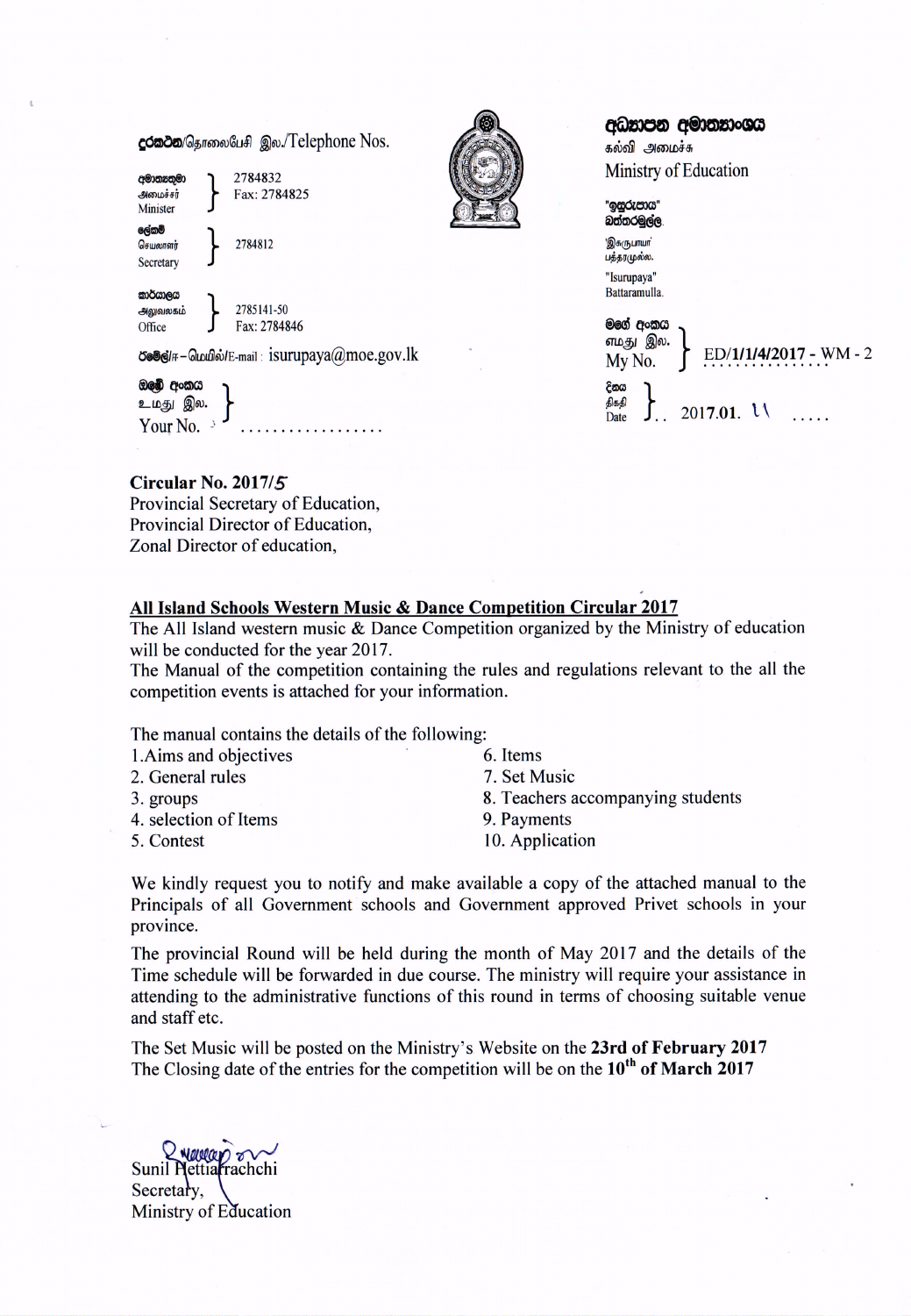දුරකථන/தொலைபேசி இல./Telephone Nos.

| | |
|---|---|
| අමාත්‍යතුමා / அமைச்சர் / Minister | 2784832 / Fax: 2784825 |
| ලේකම් / செயலாளர் / Secretary | 2784812 |
| කාර්යාලය / அலுவலகம் / Office | 2785141-50 / Fax: 2784846 |

ඊමේල්/ஈ-மெயில்/E-mail : isurupaya@moe.gov.lk

ඔබේ අංකය / உமது இல. / Your No. ..................

අධ්‍යාපන අමාත්‍යාංශය
கல்வி அமைச்சு
Ministry of Education

"ඉසුරුපාය"
බත්තරමුල්ල.
'இசுருபாய'
பத்தரமுல்ல.
"Isurupaya"
Battaramulla.

මගේ අංකය / எமது இல. / My No. ED/1/1/4/2017 - WM - 2

දිනය / திகதி / Date 2017.01. 11

**Circular No. 2017/5**
Provincial Secretary of Education,
Provincial Director of Education,
Zonal Director of education,

**All Island Schools Western Music & Dance Competition Circular 2017**

The All Island western music & Dance Competition organized by the Ministry of education will be conducted for the year 2017.

The Manual of the competition containing the rules and regulations relevant to the all the competition events is attached for your information.

The manual contains the details of the following:

1. Aims and objectives
2. General rules
3. groups
4. selection of Items
5. Contest
6. Items
7. Set Music
8. Teachers accompanying students
9. Payments
10. Application

We kindly request you to notify and make available a copy of the attached manual to the Principals of all Government schools and Government approved Privet schools in your province.

The provincial Round will be held during the month of May 2017 and the details of the Time schedule will be forwarded in due course. The ministry will require your assistance in attending to the administrative functions of this round in terms of choosing suitable venue and staff etc.

The Set Music will be posted on the Ministry's Website on the **23rd of February 2017**
The Closing date of the entries for the competition will be on the **10th of March 2017**

Sunil Hettiarachchi
Secretary,
Ministry of Education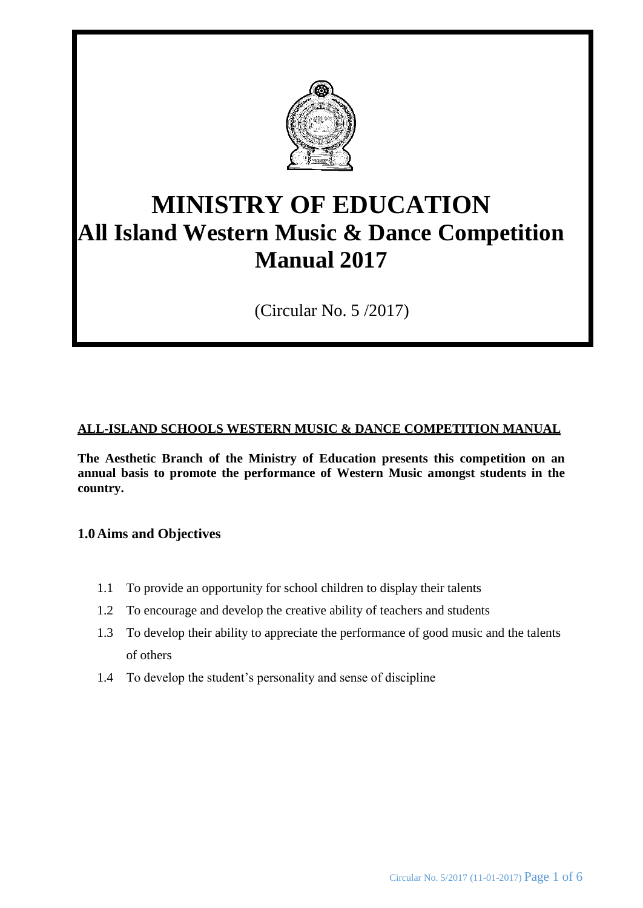# MINISTRY OF EDUCATION
# All Island Western Music & Dance Competition Manual 2017

(Circular No. 5 /2017)

**ALL-ISLAND SCHOOLS WESTERN MUSIC & DANCE COMPETITION MANUAL**

**The Aesthetic Branch of the Ministry of Education presents this competition on an annual basis to promote the performance of Western Music amongst students in the country.**

## 1.0 Aims and Objectives

1.1 To provide an opportunity for school children to display their talents

1.2 To encourage and develop the creative ability of teachers and students

1.3 To develop their ability to appreciate the performance of good music and the talents of others

1.4 To develop the student's personality and sense of discipline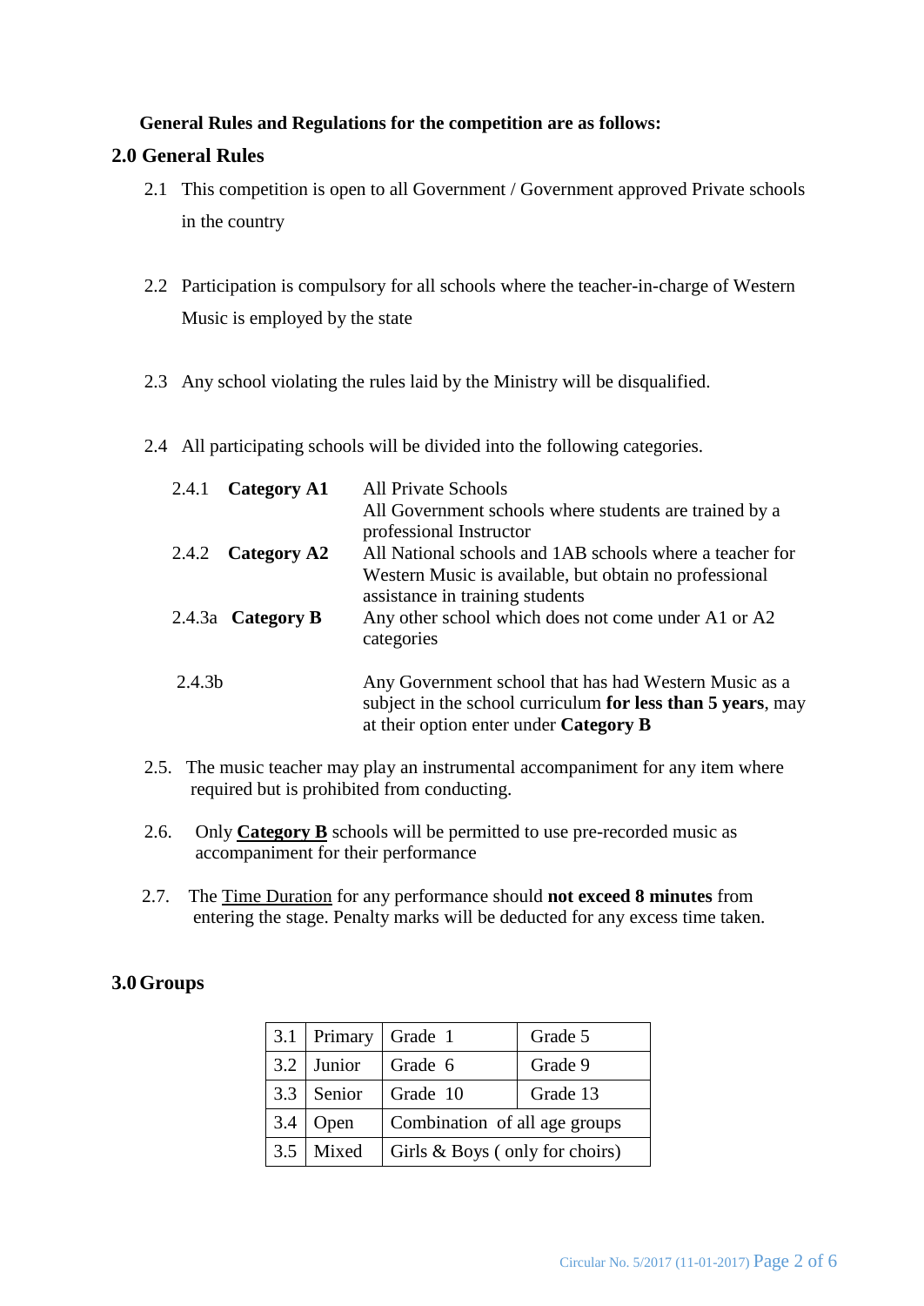**General Rules and Regulations for the competition are as follows:**

## 2.0 General Rules

2.1 This competition is open to all Government / Government approved Private schools in the country

2.2 Participation is compulsory for all schools where the teacher-in-charge of Western Music is employed by the state

2.3 Any school violating the rules laid by the Ministry will be disqualified.

2.4 All participating schools will be divided into the following categories.

| | |
|---|---|
| 2.4.1 **Category A1** | All Private Schools<br>All Government schools where students are trained by a professional Instructor |
| 2.4.2 **Category A2** | All National schools and 1AB schools where a teacher for Western Music is available, but obtain no professional assistance in training students |
| 2.4.3a **Category B** | Any other school which does not come under A1 or A2 categories |
| 2.4.3b | Any Government school that has had Western Music as a subject in the school curriculum **for less than 5 years**, may at their option enter under **Category B** |

2.5. The music teacher may play an instrumental accompaniment for any item where required but is prohibited from conducting.

2.6. Only **Category B** schools will be permitted to use pre-recorded music as accompaniment for their performance

2.7. The Time Duration for any performance should **not exceed 8 minutes** from entering the stage. Penalty marks will be deducted for any excess time taken.

## 3.0 Groups

| | | | |
|---|---|---|---|
| 3.1 | Primary | Grade 1 | Grade 5 |
| 3.2 | Junior | Grade 6 | Grade 9 |
| 3.3 | Senior | Grade 10 | Grade 13 |
| 3.4 | Open | Combination of all age groups | |
| 3.5 | Mixed | Girls & Boys ( only for choirs) | |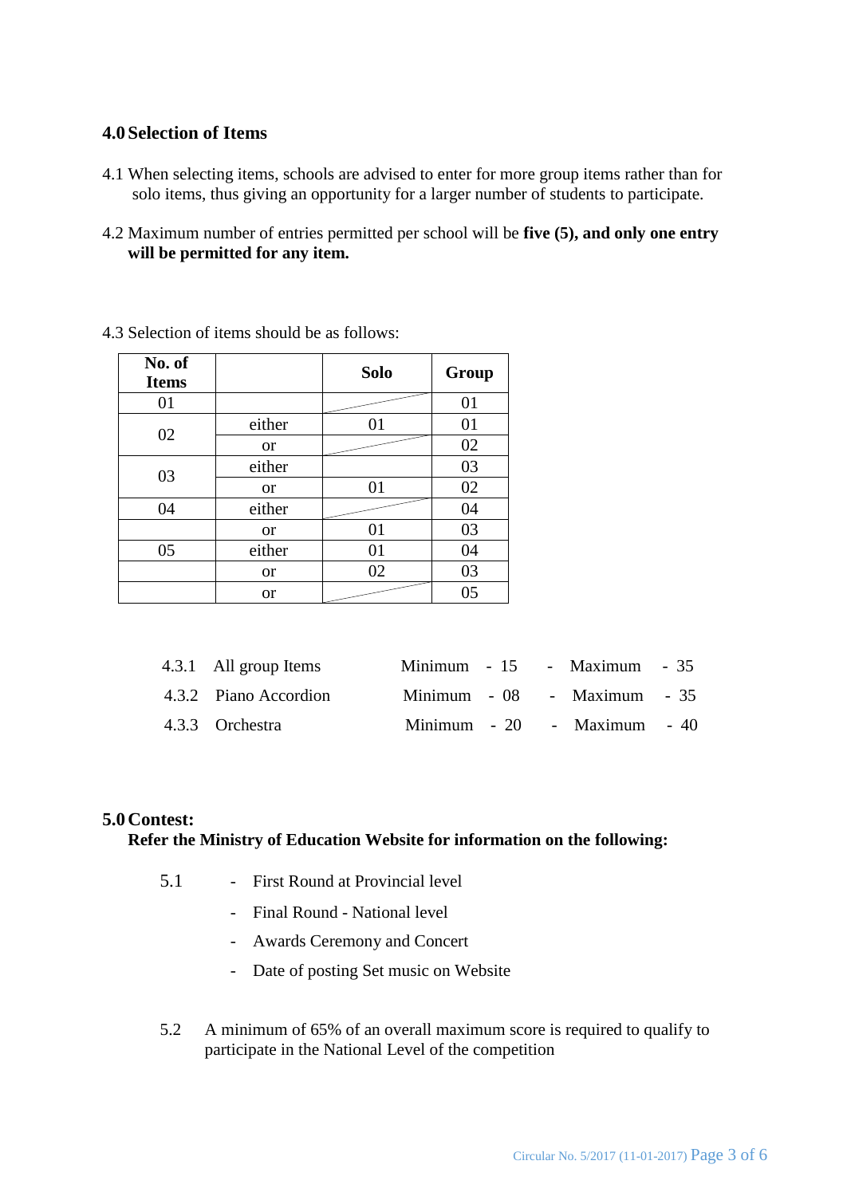## 4.0 Selection of Items

4.1 When selecting items, schools are advised to enter for more group items rather than for solo items, thus giving an opportunity for a larger number of students to participate.

4.2 Maximum number of entries permitted per school will be **five (5), and only one entry will be permitted for any item.**

4.3 Selection of items should be as follows:

| No. of Items | | Solo | Group |
|---|---|---|---|
| 01 | | | 01 |
| 02 | either | 01 | 01 |
| | or | | 02 |
| 03 | either | | 03 |
| | or | 01 | 02 |
| 04 | either | | 04 |
| | or | 01 | 03 |
| 05 | either | 01 | 04 |
| | or | 02 | 03 |
| | or | | 05 |

| | | | |
|---|---|---|---|
| 4.3.1 | All group Items | Minimum - 15 | Maximum - 35 |
| 4.3.2 | Piano Accordion | Minimum - 08 | Maximum - 35 |
| 4.3.3 | Orchestra | Minimum - 20 | Maximum - 40 |

## 5.0 Contest:

**Refer the Ministry of Education Website for information on the following:**

5.1
- First Round at Provincial level
- Final Round - National level
- Awards Ceremony and Concert
- Date of posting Set music on Website

5.2 A minimum of 65% of an overall maximum score is required to qualify to participate in the National Level of the competition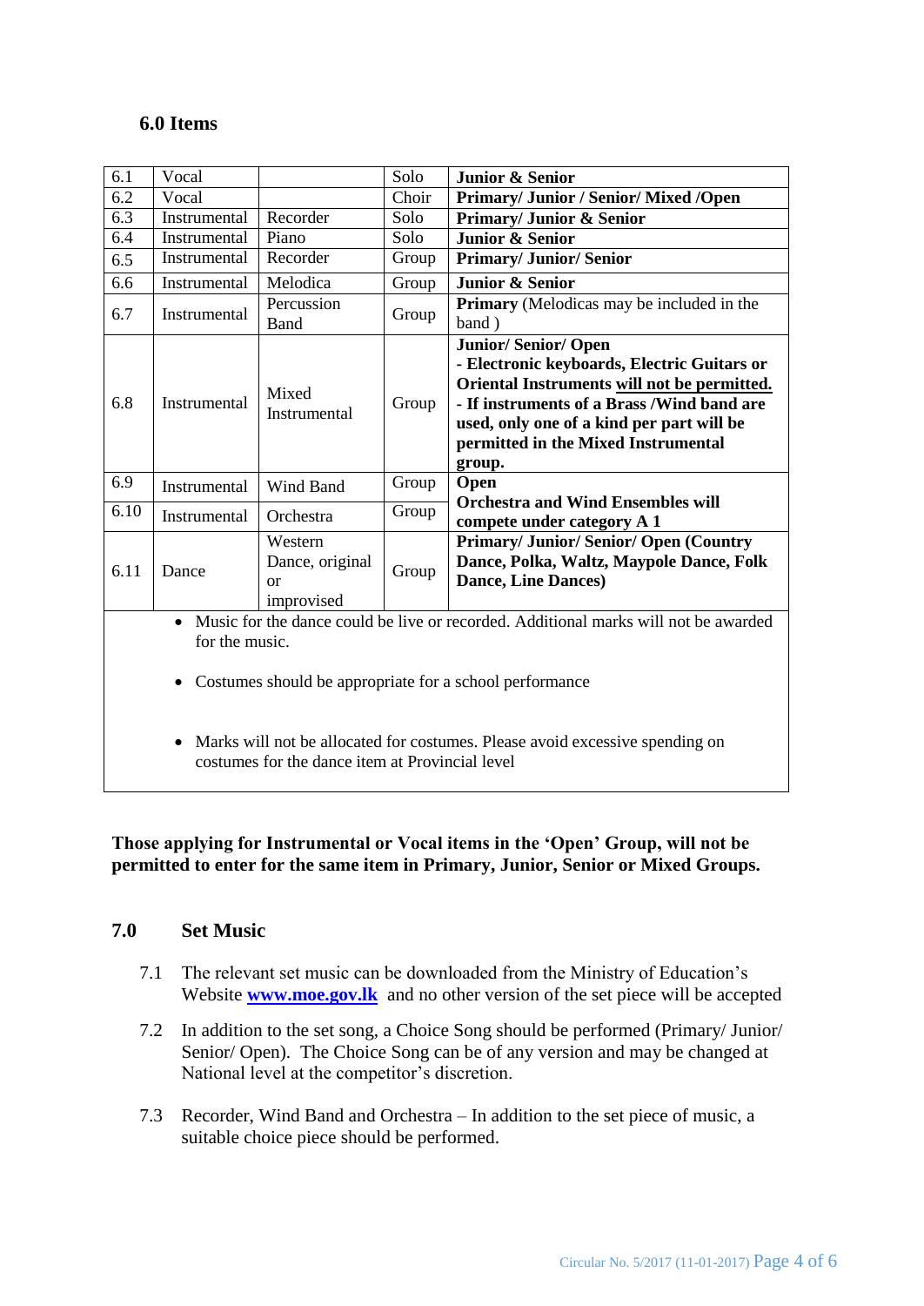## 6.0 Items

| | | | | |
|---|---|---|---|---|
| 6.1 | Vocal | | Solo | **Junior & Senior** |
| 6.2 | Vocal | | Choir | **Primary/ Junior / Senior/ Mixed /Open** |
| 6.3 | Instrumental | Recorder | Solo | **Primary/ Junior & Senior** |
| 6.4 | Instrumental | Piano | Solo | **Junior & Senior** |
| 6.5 | Instrumental | Recorder | Group | **Primary/ Junior/ Senior** |
| 6.6 | Instrumental | Melodica | Group | **Junior & Senior** |
| 6.7 | Instrumental | Percussion Band | Group | **Primary** (Melodicas may be included in the band ) |
| 6.8 | Instrumental | Mixed Instrumental | Group | **Junior/ Senior/ Open**<br>**- Electronic keyboards, Electric Guitars or Oriental Instruments will not be permitted.**<br>**- If instruments of a Brass /Wind band are used, only one of a kind per part will be permitted in the Mixed Instrumental group.** |
| 6.9 | Instrumental | Wind Band | Group | **Open**<br>**Orchestra and Wind Ensembles will compete under category A 1** |
| 6.10 | Instrumental | Orchestra | Group | |
| 6.11 | Dance | Western Dance, original or improvised | Group | **Primary/ Junior/ Senior/ Open (Country Dance, Polka, Waltz, Maypole Dance, Folk Dance, Line Dances)** |

- Music for the dance could be live or recorded. Additional marks will not be awarded for the music.
- Costumes should be appropriate for a school performance
- Marks will not be allocated for costumes. Please avoid excessive spending on costumes for the dance item at Provincial level

**Those applying for Instrumental or Vocal items in the 'Open' Group, will not be permitted to enter for the same item in Primary, Junior, Senior or Mixed Groups.**

## 7.0 Set Music

7.1 The relevant set music can be downloaded from the Ministry of Education's Website **www.moe.gov.lk** and no other version of the set piece will be accepted

7.2 In addition to the set song, a Choice Song should be performed (Primary/ Junior/ Senior/ Open). The Choice Song can be of any version and may be changed at National level at the competitor's discretion.

7.3 Recorder, Wind Band and Orchestra – In addition to the set piece of music, a suitable choice piece should be performed.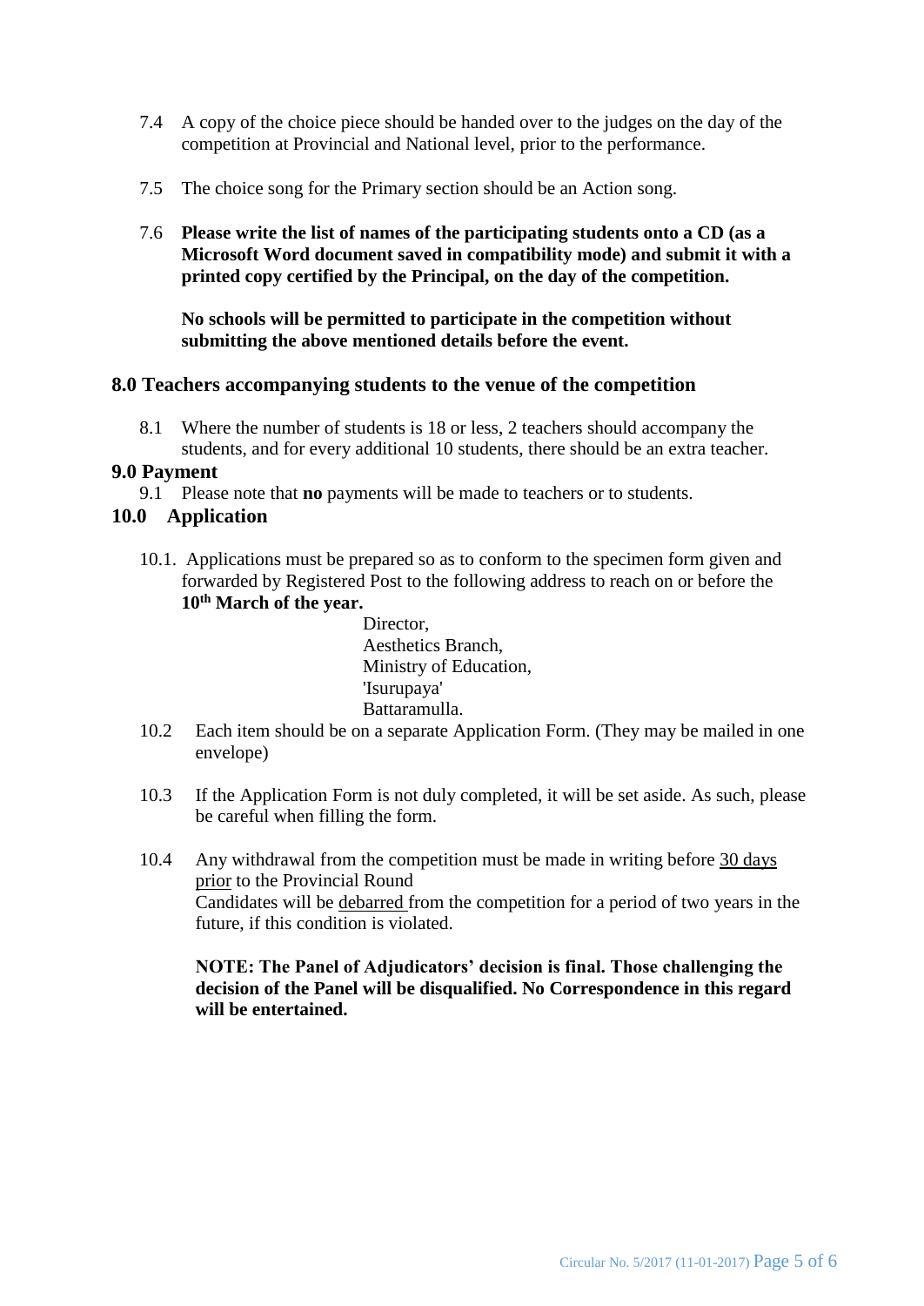7.4 A copy of the choice piece should be handed over to the judges on the day of the competition at Provincial and National level, prior to the performance.

7.5 The choice song for the Primary section should be an Action song.

7.6 **Please write the list of names of the participating students onto a CD (as a Microsoft Word document saved in compatibility mode) and submit it with a printed copy certified by the Principal, on the day of the competition.**

**No schools will be permitted to participate in the competition without submitting the above mentioned details before the event.**

### 8.0 Teachers accompanying students to the venue of the competition

8.1 Where the number of students is 18 or less, 2 teachers should accompany the students, and for every additional 10 students, there should be an extra teacher.

### 9.0 Payment

9.1 Please note that **no** payments will be made to teachers or to students.

### 10.0 Application

10.1. Applications must be prepared so as to conform to the specimen form given and forwarded by Registered Post to the following address to reach on or before the **10th March of the year.**

Director,
Aesthetics Branch,
Ministry of Education,
'Isurupaya'
Battaramulla.

10.2 Each item should be on a separate Application Form. (They may be mailed in one envelope)

10.3 If the Application Form is not duly completed, it will be set aside. As such, please be careful when filling the form.

10.4 Any withdrawal from the competition must be made in writing before <u>30 days prior</u> to the Provincial Round
Candidates will be <u>debarred</u> from the competition for a period of two years in the future, if this condition is violated.

**NOTE: The Panel of Adjudicators' decision is final. Those challenging the decision of the Panel will be disqualified. No Correspondence in this regard will be entertained.**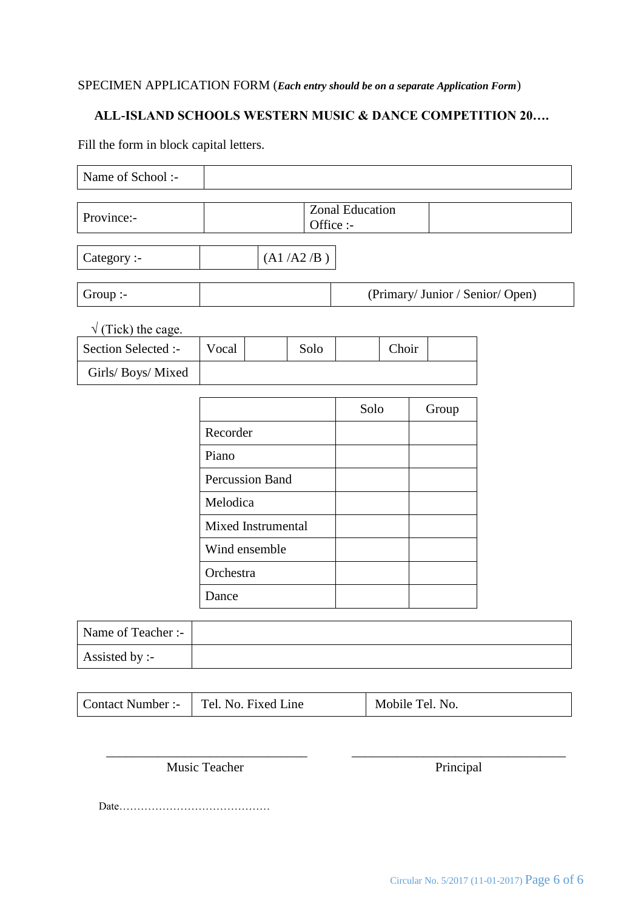SPECIMEN APPLICATION FORM (***Each entry should be on a separate Application Form***)

**ALL-ISLAND SCHOOLS WESTERN MUSIC & DANCE COMPETITION 20….**

Fill the form in block capital letters.

| | |
|---|---|
| Name of School :- | |

| | | | |
|---|---|---|---|
| Province:- | | Zonal Education Office :- | |

| | | |
|---|---|---|
| Category :- | | (A1 /A2 /B ) |

| | | |
|---|---|---|
| Group :- | | (Primary/ Junior / Senior/ Open) |

√ (Tick) the cage.

| | | | | | | |
|---|---|---|---|---|---|---|
| Section Selected :- | Vocal | | Solo | | Choir | |
| Girls/ Boys/ Mixed | | | | | | |

| | Solo | Group |
|---|---|---|
| Recorder | | |
| Piano | | |
| Percussion Band | | |
| Melodica | | |
| Mixed Instrumental | | |
| Wind ensemble | | |
| Orchestra | | |
| Dance | | |

| | |
|---|---|
| Name of Teacher :- | |
| Assisted by :- | |

| | | |
|---|---|---|
| Contact Number :- | Tel. No. Fixed Line | Mobile Tel. No. |

\_\_\_\_\_\_\_\_\_\_\_\_\_\_\_\_\_\_\_\_\_\_\_\_\_\_\_\_\_\_ &nbsp;&nbsp;&nbsp;&nbsp; \_\_\_\_\_\_\_\_\_\_\_\_\_\_\_\_\_\_\_\_\_\_\_\_\_\_\_\_\_\_

Music Teacher &nbsp;&nbsp;&nbsp;&nbsp; Principal

Date……………………………………